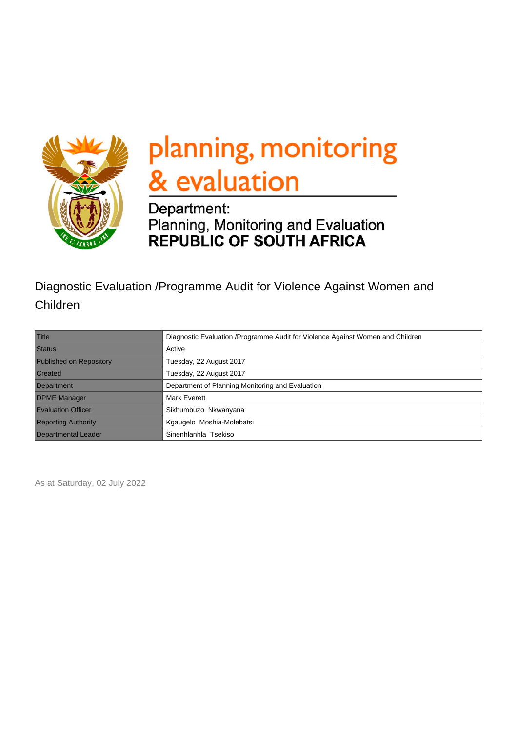planning, monitoring & evaluation

Department:
Planning, Monitoring and Evaluation
**REPUBLIC OF SOUTH AFRICA**

# Diagnostic Evaluation /Programme Audit for Violence Against Women and Children

| Title | Diagnostic Evaluation /Programme Audit for Violence Against Women and Children |
|---|---|
| Status | Active |
| Published on Repository | Tuesday, 22 August 2017 |
| Created | Tuesday, 22 August 2017 |
| Department | Department of Planning Monitoring and Evaluation |
| DPME Manager | Mark Everett |
| Evaluation Officer | Sikhumbuzo Nkwanyana |
| Reporting Authority | Kgaugelo Moshia-Molebatsi |
| Departmental Leader | Sinenhlanhla Tsekiso |

As at Saturday, 02 July 2022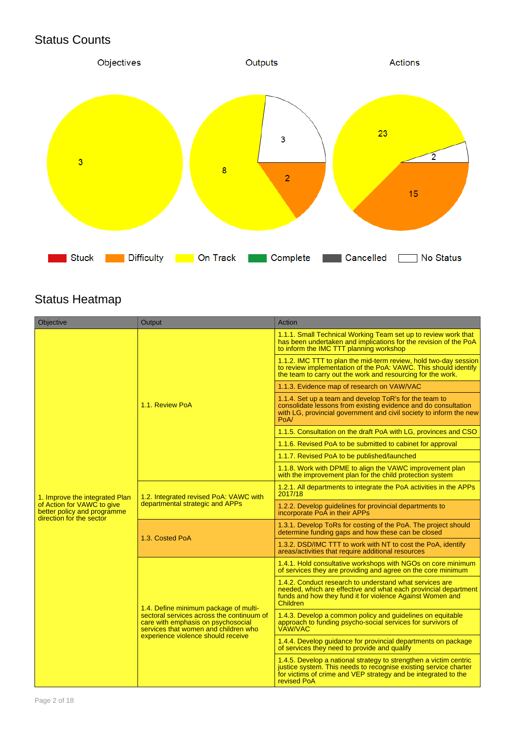## Status Counts

Objectives: On Track 3

Outputs: On Track 8, Difficulty 2, No Status 3

Actions: On Track 23, Difficulty 15, No Status 2

Stuck | Difficulty | On Track | Complete | Cancelled | No Status

## Status Heatmap

| Objective | Output | Action |
|---|---|---|
| 1. Improve the integrated Plan of Action for VAWC to give better policy and programme direction for the sector | 1.1. Review PoA | 1.1.1. Small Technical Working Team set up to review work that has been undertaken and implications for the revision of the PoA to inform the IMC TTT planning workshop |
| | | 1.1.2. IMC TTT to plan the mid-term review, hold two-day session to review implementation of the PoA: VAWC. This should identify the team to carry out the work and resourcing for the work. |
| | | 1.1.3. Evidence map of research on VAW/VAC |
| | | 1.1.4. Set up a team and develop ToR's for the team to consolidate lessons from existing evidence and do consultation with LG, provincial government and civil society to inform the new PoA/ |
| | | 1.1.5. Consultation on the draft PoA with LG, provinces and CSO |
| | | 1.1.6. Revised PoA to be submitted to cabinet for approval |
| | | 1.1.7. Revised PoA to be published/launched |
| | | 1.1.8. Work with DPME to align the VAWC improvement plan with the improvement plan for the child protection system |
| | 1.2. Integrated revised PoA: VAWC with departmental strategic and APPs | 1.2.1. All departments to integrate the PoA activities in the APPs 2017/18 |
| | | 1.2.2. Develop guidelines for provincial departments to incorporate PoA in their APPs |
| | 1.3. Costed PoA | 1.3.1. Develop ToRs for costing of the PoA. The project should determine funding gaps and how these can be closed |
| | | 1.3.2. DSD/IMC TTT to work with NT to cost the PoA, identify areas/activities that require additional resources |
| | 1.4. Define minimum package of multi-sectoral services across the continuum of care with emphasis on psychosocial services that women and children who experience violence should receive | 1.4.1. Hold consultative workshops with NGOs on core minimum of services they are providing and agree on the core minimum |
| | | 1.4.2. Conduct research to understand what services are needed, which are effective and what each provincial department funds and how they fund it for violence Against Women and Children |
| | | 1.4.3. Develop a common policy and guidelines on equitable approach to funding psycho-social services for survivors of VAW/VAC |
| | | 1.4.4. Develop guidance for provincial departments on package of services they need to provide and qualify |
| | | 1.4.5. Develop a national strategy to strengthen a victim centric justice system. This needs to recognise existing service charter for victims of crime and VEP strategy and be integrated to the revised PoA |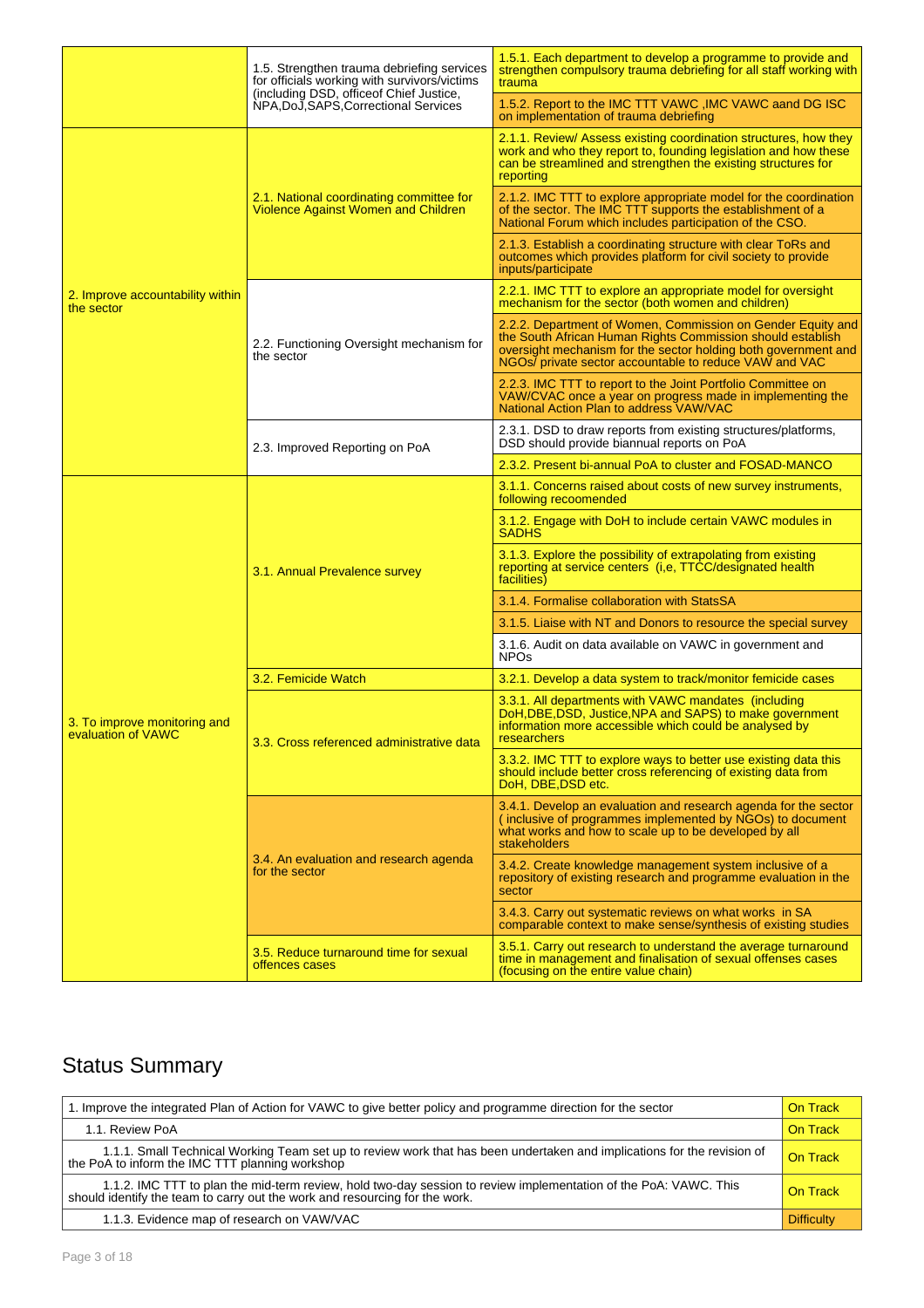| | | |
|---|---|---|
| | 1.5. Strengthen trauma debriefing services for officials working with survivors/victims (including DSD, officeof Chief Justice, NPA,DoJ,SAPS,Correctional Services | 1.5.1. Each department to develop a programme to provide and strengthen compulsory trauma debriefing for all staff working with trauma |
| | | 1.5.2. Report to the IMC TTT VAWC ,IMC VAWC aand DG ISC on implementation of trauma debriefing |
| 2. Improve accountability within the sector | 2.1. National coordinating committee for Violence Against Women and Children | 2.1.1. Review/ Assess existing coordination structures, how they work and who they report to, founding legislation and how these can be streamlined and strengthen the existing structures for reporting |
| | | 2.1.2. IMC TTT to explore appropriate model for the coordination of the sector. The IMC TTT supports the establishment of a National Forum which includes participation of the CSO. |
| | | 2.1.3. Establish a coordinating structure with clear ToRs and outcomes which provides platform for civil society to provide inputs/participate |
| | 2.2. Functioning Oversight mechanism for the sector | 2.2.1. IMC TTT to explore an appropriate model for oversight mechanism for the sector (both women and children) |
| | | 2.2.2. Department of Women, Commission on Gender Equity and the South African Human Rights Commission should establish oversight mechanism for the sector holding both government and NGOs/ private sector accountable to reduce VAW and VAC |
| | | 2.2.3. IMC TTT to report to the Joint Portfolio Committee on VAW/CVAC once a year on progress made in implementing the National Action Plan to address VAW/VAC |
| | 2.3. Improved Reporting on PoA | 2.3.1. DSD to draw reports from existing structures/platforms, DSD should provide biannual reports on PoA |
| | | 2.3.2. Present bi-annual PoA to cluster and FOSAD-MANCO |
| 3. To improve monitoring and evaluation of VAWC | 3.1. Annual Prevalence survey | 3.1.1. Concerns raised about costs of new survey instruments, following recoomended |
| | | 3.1.2. Engage with DoH to include certain VAWC modules in SADHS |
| | | 3.1.3. Explore the possibility of extrapolating from existing reporting at service centers (i,e, TTCC/designated health facilities) |
| | | 3.1.4. Formalise collaboration with StatsSA |
| | | 3.1.5. Liaise with NT and Donors to resource the special survey |
| | | 3.1.6. Audit on data available on VAWC in government and NPOs |
| | 3.2. Femicide Watch | 3.2.1. Develop a data system to track/monitor femicide cases |
| | 3.3. Cross referenced administrative data | 3.3.1. All departments with VAWC mandates (including DoH,DBE,DSD, Justice,NPA and SAPS) to make government information more accessible which could be analysed by researchers |
| | | 3.3.2. IMC TTT to explore ways to better use existing data this should include better cross referencing of existing data from DoH, DBE,DSD etc. |
| | 3.4. An evaluation and research agenda for the sector | 3.4.1. Develop an evaluation and research agenda for the sector ( inclusive of programmes implemented by NGOs) to document what works and how to scale up to be developed by all stakeholders |
| | | 3.4.2. Create knowledge management system inclusive of a repository of existing research and programme evaluation in the sector |
| | | 3.4.3. Carry out systematic reviews on what works in SA comparable context to make sense/synthesis of existing studies |
| | 3.5. Reduce turnaround time for sexual offences cases | 3.5.1. Carry out research to understand the average turnaround time in management and finalisation of sexual offenses cases (focusing on the entire value chain) |

## Status Summary

| | |
|---|---|
| 1. Improve the integrated Plan of Action for VAWC to give better policy and programme direction for the sector | On Track |
| 1.1. Review PoA | On Track |
| 1.1.1. Small Technical Working Team set up to review work that has been undertaken and implications for the revision of the PoA to inform the IMC TTT planning workshop | On Track |
| 1.1.2. IMC TTT to plan the mid-term review, hold two-day session to review implementation of the PoA: VAWC. This should identify the team to carry out the work and resourcing for the work. | On Track |
| 1.1.3. Evidence map of research on VAW/VAC | Difficulty |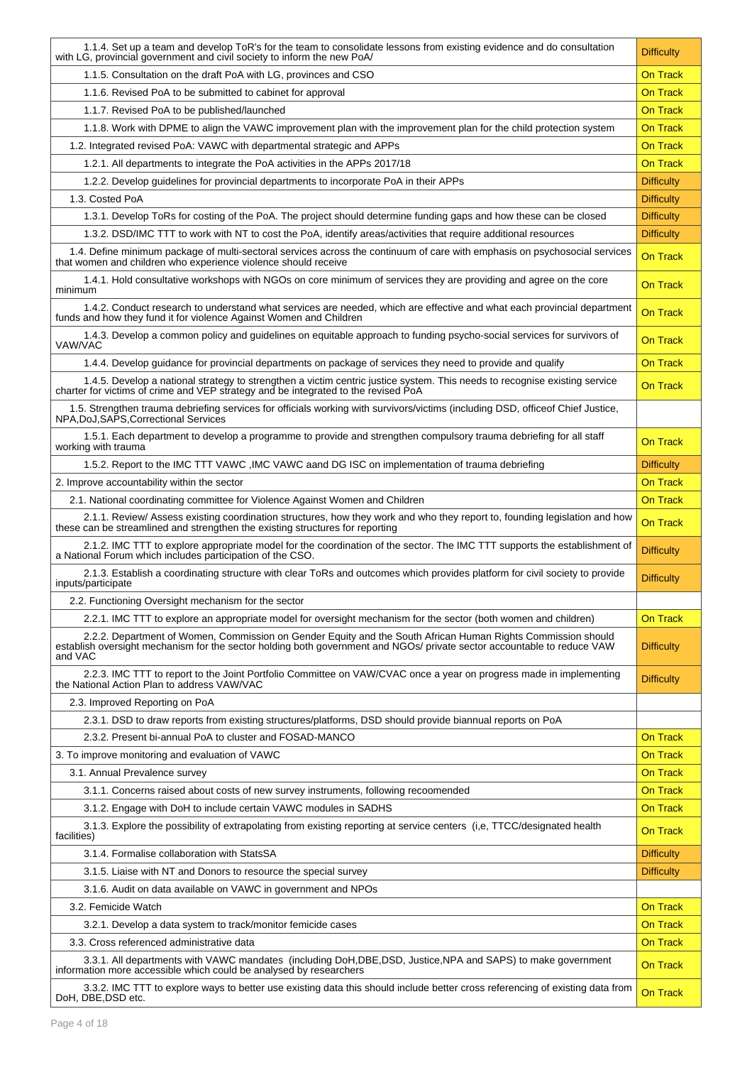| | |
|---|---|
| 1.1.4. Set up a team and develop ToR's for the team to consolidate lessons from existing evidence and do consultation with LG, provincial government and civil society to inform the new PoA/ | Difficulty |
| 1.1.5. Consultation on the draft PoA with LG, provinces and CSO | On Track |
| 1.1.6. Revised PoA to be submitted to cabinet for approval | On Track |
| 1.1.7. Revised PoA to be published/launched | On Track |
| 1.1.8. Work with DPME to align the VAWC improvement plan with the improvement plan for the child protection system | On Track |
| 1.2. Integrated revised PoA: VAWC with departmental strategic and APPs | On Track |
| 1.2.1. All departments to integrate the PoA activities in the APPs 2017/18 | On Track |
| 1.2.2. Develop guidelines for provincial departments to incorporate PoA in their APPs | Difficulty |
| 1.3. Costed PoA | Difficulty |
| 1.3.1. Develop ToRs for costing of the PoA. The project should determine funding gaps and how these can be closed | Difficulty |
| 1.3.2. DSD/IMC TTT to work with NT to cost the PoA, identify areas/activities that require additional resources | Difficulty |
| 1.4. Define minimum package of multi-sectoral services across the continuum of care with emphasis on psychosocial services that women and children who experience violence should receive | On Track |
| 1.4.1. Hold consultative workshops with NGOs on core minimum of services they are providing and agree on the core minimum | On Track |
| 1.4.2. Conduct research to understand what services are needed, which are effective and what each provincial department funds and how they fund it for violence Against Women and Children | On Track |
| 1.4.3. Develop a common policy and guidelines on equitable approach to funding psycho-social services for survivors of VAW/VAC | On Track |
| 1.4.4. Develop guidance for provincial departments on package of services they need to provide and qualify | On Track |
| 1.4.5. Develop a national strategy to strengthen a victim centric justice system. This needs to recognise existing service charter for victims of crime and VEP strategy and be integrated to the revised PoA | On Track |
| 1.5. Strengthen trauma debriefing services for officials working with survivors/victims (including DSD, officeof Chief Justice, NPA,DoJ,SAPS,Correctional Services | |
| 1.5.1. Each department to develop a programme to provide and strengthen compulsory trauma debriefing for all staff working with trauma | On Track |
| 1.5.2. Report to the IMC TTT VAWC ,IMC VAWC aand DG ISC on implementation of trauma debriefing | Difficulty |
| 2. Improve accountability within the sector | On Track |
| 2.1. National coordinating committee for Violence Against Women and Children | On Track |
| 2.1.1. Review/ Assess existing coordination structures, how they work and who they report to, founding legislation and how these can be streamlined and strengthen the existing structures for reporting | On Track |
| 2.1.2. IMC TTT to explore appropriate model for the coordination of the sector. The IMC TTT supports the establishment of a National Forum which includes participation of the CSO. | Difficulty |
| 2.1.3. Establish a coordinating structure with clear ToRs and outcomes which provides platform for civil society to provide inputs/participate | Difficulty |
| 2.2. Functioning Oversight mechanism for the sector | |
| 2.2.1. IMC TTT to explore an appropriate model for oversight mechanism for the sector (both women and children) | On Track |
| 2.2.2. Department of Women, Commission on Gender Equity and the South African Human Rights Commission should establish oversight mechanism for the sector holding both government and NGOs/ private sector accountable to reduce VAW and VAC | Difficulty |
| 2.2.3. IMC TTT to report to the Joint Portfolio Committee on VAW/CVAC once a year on progress made in implementing the National Action Plan to address VAW/VAC | Difficulty |
| 2.3. Improved Reporting on PoA | |
| 2.3.1. DSD to draw reports from existing structures/platforms, DSD should provide biannual reports on PoA | |
| 2.3.2. Present bi-annual PoA to cluster and FOSAD-MANCO | On Track |
| 3. To improve monitoring and evaluation of VAWC | On Track |
| 3.1. Annual Prevalence survey | On Track |
| 3.1.1. Concerns raised about costs of new survey instruments, following recoomended | On Track |
| 3.1.2. Engage with DoH to include certain VAWC modules in SADHS | On Track |
| 3.1.3. Explore the possibility of extrapolating from existing reporting at service centers (i,e, TTCC/designated health facilities) | On Track |
| 3.1.4. Formalise collaboration with StatsSA | Difficulty |
| 3.1.5. Liaise with NT and Donors to resource the special survey | Difficulty |
| 3.1.6. Audit on data available on VAWC in government and NPOs | |
| 3.2. Femicide Watch | On Track |
| 3.2.1. Develop a data system to track/monitor femicide cases | On Track |
| 3.3. Cross referenced administrative data | On Track |
| 3.3.1. All departments with VAWC mandates (including DoH,DBE,DSD, Justice,NPA and SAPS) to make government information more accessible which could be analysed by researchers | On Track |
| 3.3.2. IMC TTT to explore ways to better use existing data this should include better cross referencing of existing data from DoH, DBE,DSD etc. | On Track |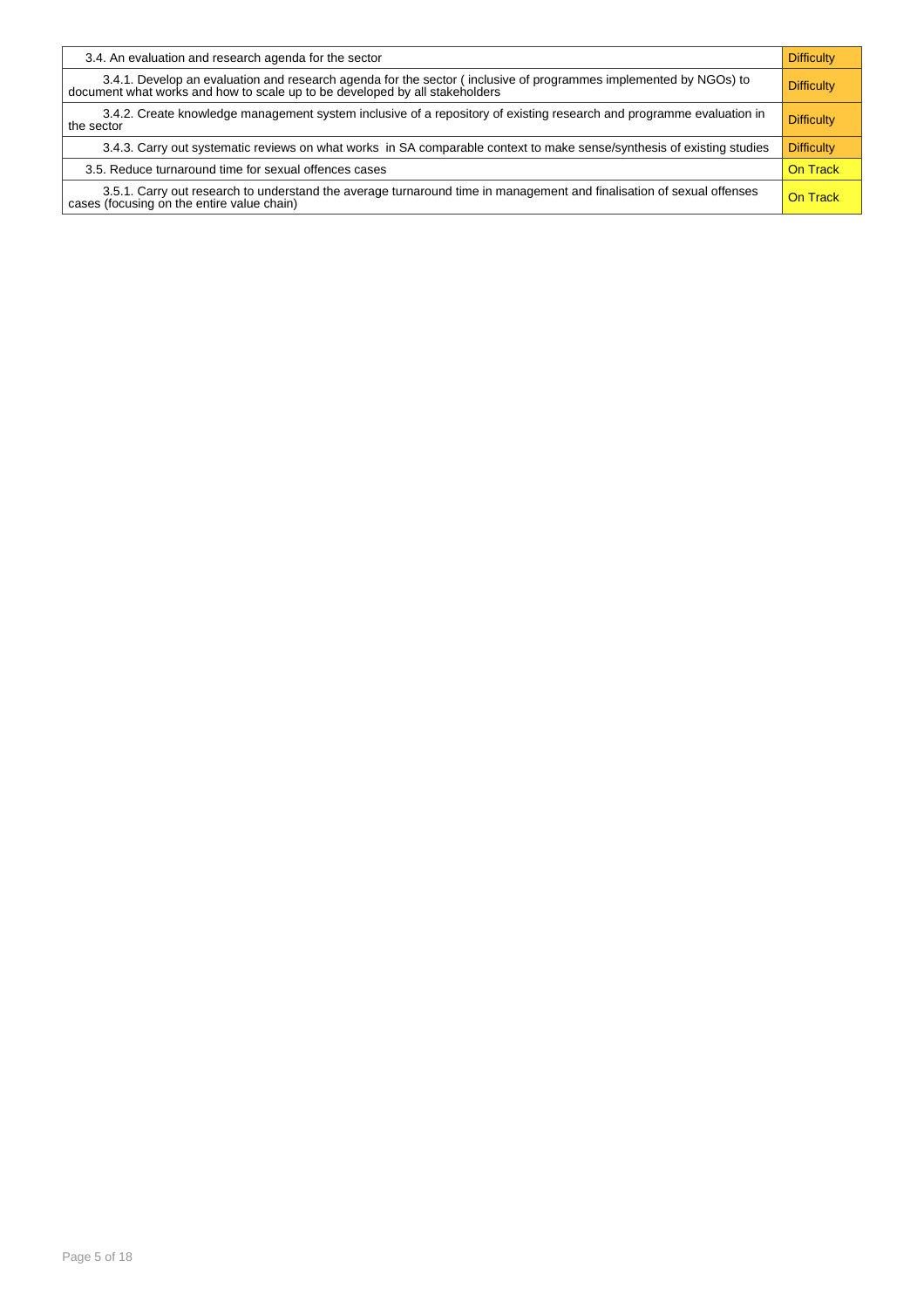| | |
|---|---|
| 3.4. An evaluation and research agenda for the sector | Difficulty |
| 3.4.1. Develop an evaluation and research agenda for the sector ( inclusive of programmes implemented by NGOs) to document what works and how to scale up to be developed by all stakeholders | Difficulty |
| 3.4.2. Create knowledge management system inclusive of a repository of existing research and programme evaluation in the sector | Difficulty |
| 3.4.3. Carry out systematic reviews on what works in SA comparable context to make sense/synthesis of existing studies | Difficulty |
| 3.5. Reduce turnaround time for sexual offences cases | On Track |
| 3.5.1. Carry out research to understand the average turnaround time in management and finalisation of sexual offenses cases (focusing on the entire value chain) | On Track |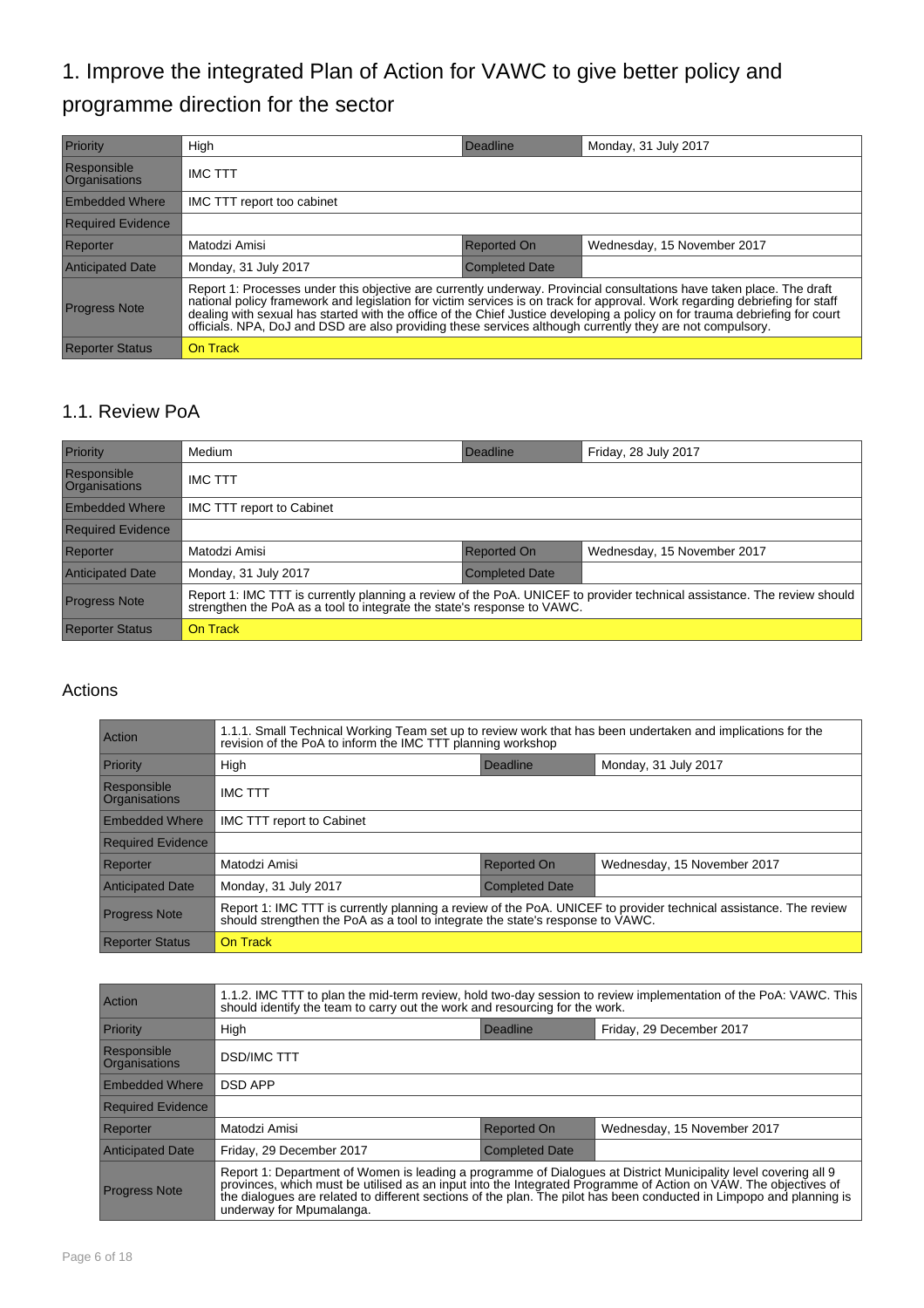# 1. Improve the integrated Plan of Action for VAWC to give better policy and programme direction for the sector

| Priority | High | Deadline | Monday, 31 July 2017 |
|---|---|---|---|
| Responsible Organisations | IMC TTT | | |
| Embedded Where | IMC TTT report too cabinet | | |
| Required Evidence | | | |
| Reporter | Matodzi Amisi | Reported On | Wednesday, 15 November 2017 |
| Anticipated Date | Monday, 31 July 2017 | Completed Date | |
| Progress Note | Report 1: Processes under this objective are currently underway. Provincial consultations have taken place. The draft national policy framework and legislation for victim services is on track for approval. Work regarding debriefing for staff dealing with sexual has started with the office of the Chief Justice developing a policy on for trauma debriefing for court officials. NPA, DoJ and DSD are also providing these services although currently they are not compulsory. | | |
| Reporter Status | On Track | | |

## 1.1. Review PoA

| Priority | Medium | Deadline | Friday, 28 July 2017 |
|---|---|---|---|
| Responsible Organisations | IMC TTT | | |
| Embedded Where | IMC TTT report to Cabinet | | |
| Required Evidence | | | |
| Reporter | Matodzi Amisi | Reported On | Wednesday, 15 November 2017 |
| Anticipated Date | Monday, 31 July 2017 | Completed Date | |
| Progress Note | Report 1: IMC TTT is currently planning a review of the PoA. UNICEF to provider technical assistance. The review should strengthen the PoA as a tool to integrate the state's response to VAWC. | | |
| Reporter Status | On Track | | |

### Actions

| Action | 1.1.1. Small Technical Working Team set up to review work that has been undertaken and implications for the revision of the PoA to inform the IMC TTT planning workshop | | |
|---|---|---|---|
| Priority | High | Deadline | Monday, 31 July 2017 |
| Responsible Organisations | IMC TTT | | |
| Embedded Where | IMC TTT report to Cabinet | | |
| Required Evidence | | | |
| Reporter | Matodzi Amisi | Reported On | Wednesday, 15 November 2017 |
| Anticipated Date | Monday, 31 July 2017 | Completed Date | |
| Progress Note | Report 1: IMC TTT is currently planning a review of the PoA. UNICEF to provider technical assistance. The review should strengthen the PoA as a tool to integrate the state's response to VAWC. | | |
| Reporter Status | On Track | | |

| Action | 1.1.2. IMC TTT to plan the mid-term review, hold two-day session to review implementation of the PoA: VAWC. This should identify the team to carry out the work and resourcing for the work. | | |
|---|---|---|---|
| Priority | High | Deadline | Friday, 29 December 2017 |
| Responsible Organisations | DSD/IMC TTT | | |
| Embedded Where | DSD APP | | |
| Required Evidence | | | |
| Reporter | Matodzi Amisi | Reported On | Wednesday, 15 November 2017 |
| Anticipated Date | Friday, 29 December 2017 | Completed Date | |
| Progress Note | Report 1: Department of Women is leading a programme of Dialogues at District Municipality level covering all 9 provinces, which must be utilised as an input into the Integrated Programme of Action on VAW. The objectives of the dialogues are related to different sections of the plan. The pilot has been conducted in Limpopo and planning is underway for Mpumalanga. | | |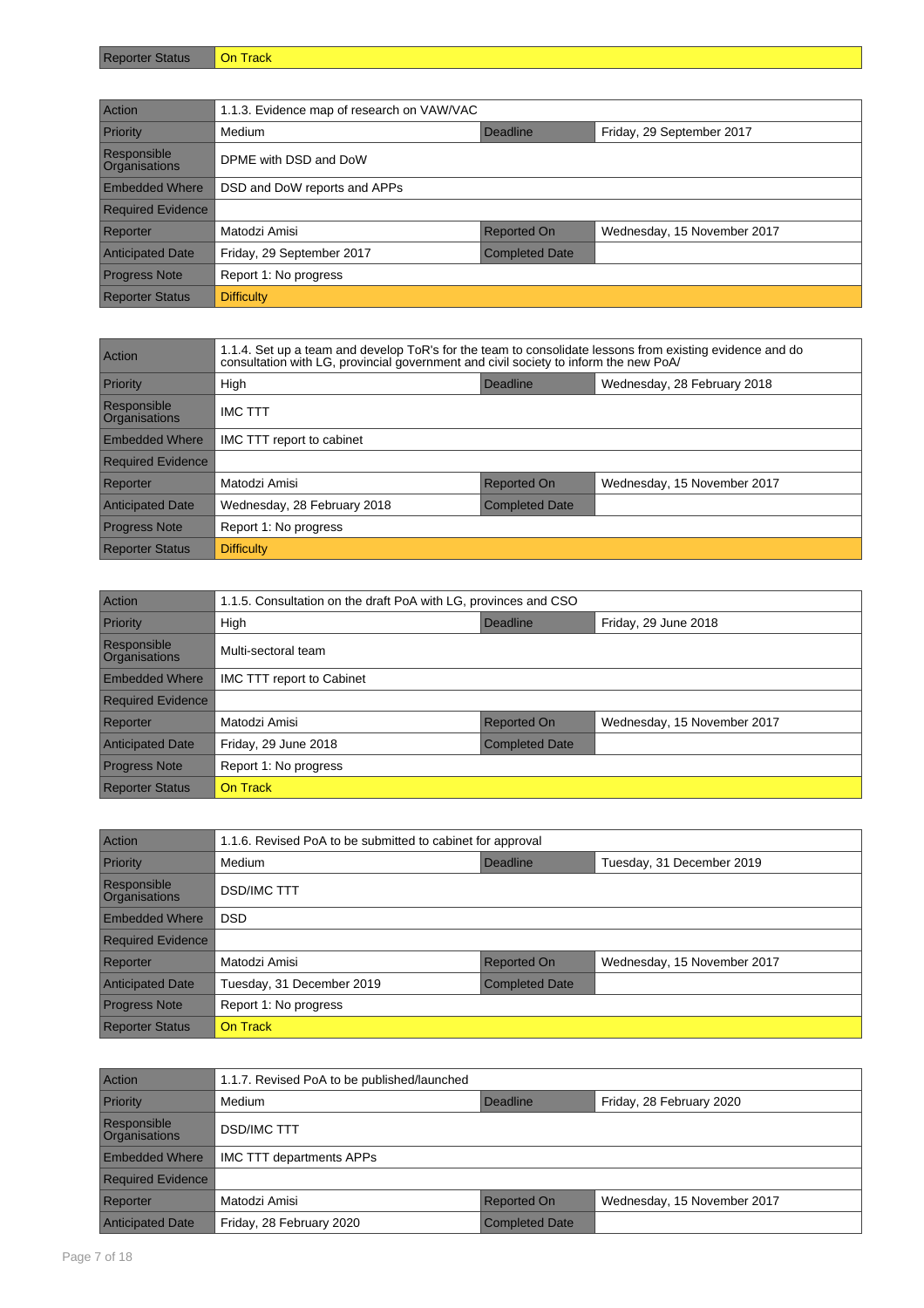| Reporter Status | On Track |
|---|---|

| Action | 1.1.3. Evidence map of research on VAW/VAC | | |
|---|---|---|---|
| Priority | Medium | Deadline | Friday, 29 September 2017 |
| Responsible Organisations | DPME with DSD and DoW | | |
| Embedded Where | DSD and DoW reports and APPs | | |
| Required Evidence | | | |
| Reporter | Matodzi Amisi | Reported On | Wednesday, 15 November 2017 |
| Anticipated Date | Friday, 29 September 2017 | Completed Date | |
| Progress Note | Report 1: No progress | | |
| Reporter Status | Difficulty | | |

| Action | 1.1.4. Set up a team and develop ToR's for the team to consolidate lessons from existing evidence and do consultation with LG, provincial government and civil society to inform the new PoA/ | | |
|---|---|---|---|
| Priority | High | Deadline | Wednesday, 28 February 2018 |
| Responsible Organisations | IMC TTT | | |
| Embedded Where | IMC TTT report to cabinet | | |
| Required Evidence | | | |
| Reporter | Matodzi Amisi | Reported On | Wednesday, 15 November 2017 |
| Anticipated Date | Wednesday, 28 February 2018 | Completed Date | |
| Progress Note | Report 1: No progress | | |
| Reporter Status | Difficulty | | |

| Action | 1.1.5. Consultation on the draft PoA with LG, provinces and CSO | | |
|---|---|---|---|
| Priority | High | Deadline | Friday, 29 June 2018 |
| Responsible Organisations | Multi-sectoral team | | |
| Embedded Where | IMC TTT report to Cabinet | | |
| Required Evidence | | | |
| Reporter | Matodzi Amisi | Reported On | Wednesday, 15 November 2017 |
| Anticipated Date | Friday, 29 June 2018 | Completed Date | |
| Progress Note | Report 1: No progress | | |
| Reporter Status | On Track | | |

| Action | 1.1.6. Revised PoA to be submitted to cabinet for approval | | |
|---|---|---|---|
| Priority | Medium | Deadline | Tuesday, 31 December 2019 |
| Responsible Organisations | DSD/IMC TTT | | |
| Embedded Where | DSD | | |
| Required Evidence | | | |
| Reporter | Matodzi Amisi | Reported On | Wednesday, 15 November 2017 |
| Anticipated Date | Tuesday, 31 December 2019 | Completed Date | |
| Progress Note | Report 1: No progress | | |
| Reporter Status | On Track | | |

| Action | 1.1.7. Revised PoA to be published/launched | | |
|---|---|---|---|
| Priority | Medium | Deadline | Friday, 28 February 2020 |
| Responsible Organisations | DSD/IMC TTT | | |
| Embedded Where | IMC TTT departments APPs | | |
| Required Evidence | | | |
| Reporter | Matodzi Amisi | Reported On | Wednesday, 15 November 2017 |
| Anticipated Date | Friday, 28 February 2020 | Completed Date | |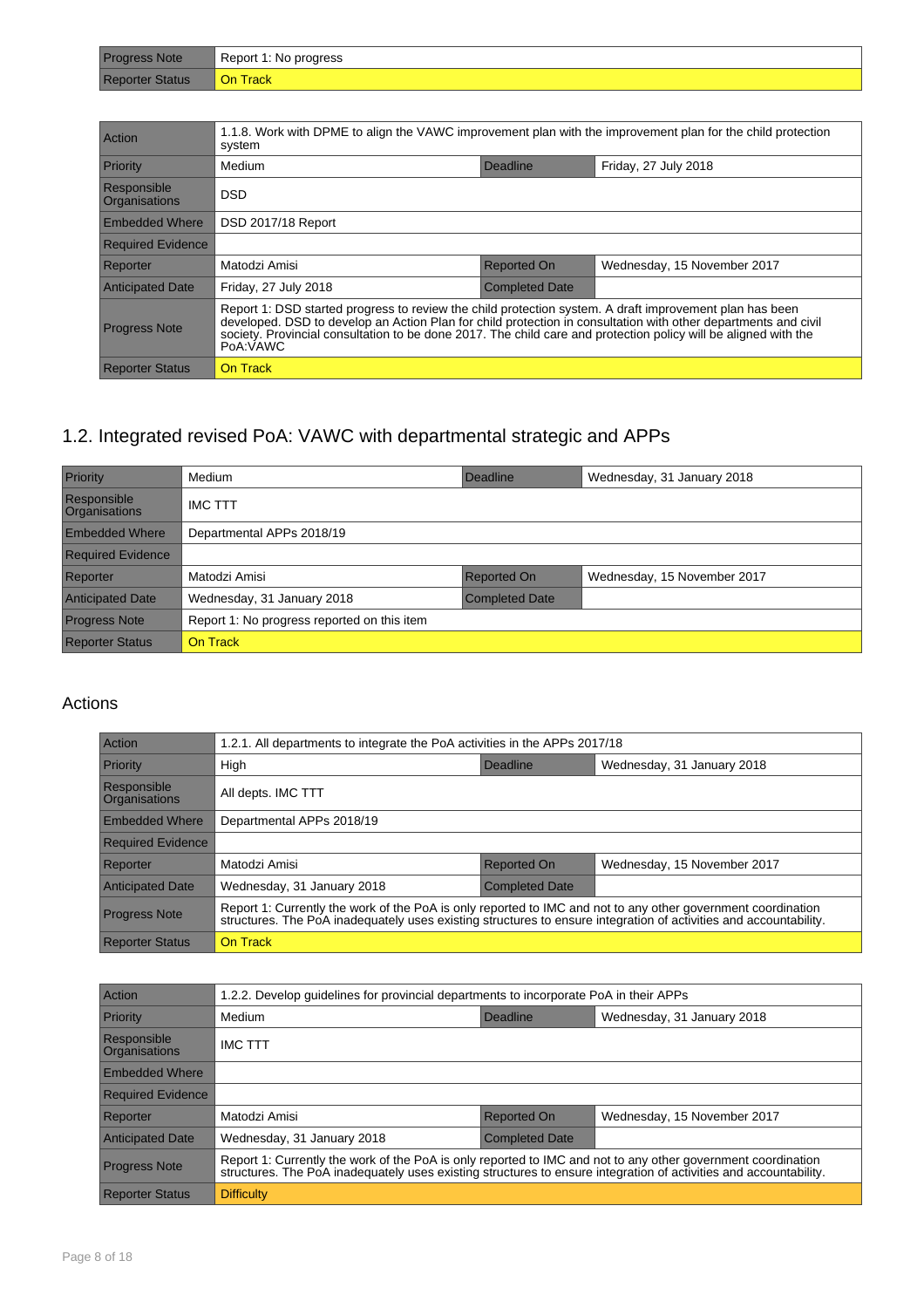| Progress Note | Report 1: No progress | | |
|---|---|---|---|
| Reporter Status | On Track | | |

| Action | 1.1.8. Work with DPME to align the VAWC improvement plan with the improvement plan for the child protection system | | |
|---|---|---|---|
| Priority | Medium | Deadline | Friday, 27 July 2018 |
| Responsible Organisations | DSD | | |
| Embedded Where | DSD 2017/18 Report | | |
| Required Evidence | | | |
| Reporter | Matodzi Amisi | Reported On | Wednesday, 15 November 2017 |
| Anticipated Date | Friday, 27 July 2018 | Completed Date | |
| Progress Note | Report 1: DSD started progress to review the child protection system. A draft improvement plan has been developed. DSD to develop an Action Plan for child protection in consultation with other departments and civil society. Provincial consultation to be done 2017. The child care and protection policy will be aligned with the PoA:VAWC | | |
| Reporter Status | On Track | | |

## 1.2. Integrated revised PoA: VAWC with departmental strategic and APPs

| Priority | Medium | Deadline | Wednesday, 31 January 2018 |
|---|---|---|---|
| Responsible Organisations | IMC TTT | | |
| Embedded Where | Departmental APPs 2018/19 | | |
| Required Evidence | | | |
| Reporter | Matodzi Amisi | Reported On | Wednesday, 15 November 2017 |
| Anticipated Date | Wednesday, 31 January 2018 | Completed Date | |
| Progress Note | Report 1: No progress reported on this item | | |
| Reporter Status | On Track | | |

### Actions

| Action | 1.2.1. All departments to integrate the PoA activities in the APPs 2017/18 | | |
|---|---|---|---|
| Priority | High | Deadline | Wednesday, 31 January 2018 |
| Responsible Organisations | All depts. IMC TTT | | |
| Embedded Where | Departmental APPs 2018/19 | | |
| Required Evidence | | | |
| Reporter | Matodzi Amisi | Reported On | Wednesday, 15 November 2017 |
| Anticipated Date | Wednesday, 31 January 2018 | Completed Date | |
| Progress Note | Report 1: Currently the work of the PoA is only reported to IMC and not to any other government coordination structures. The PoA inadequately uses existing structures to ensure integration of activities and accountability. | | |
| Reporter Status | On Track | | |

| Action | 1.2.2. Develop guidelines for provincial departments to incorporate PoA in their APPs | | |
|---|---|---|---|
| Priority | Medium | Deadline | Wednesday, 31 January 2018 |
| Responsible Organisations | IMC TTT | | |
| Embedded Where | | | |
| Required Evidence | | | |
| Reporter | Matodzi Amisi | Reported On | Wednesday, 15 November 2017 |
| Anticipated Date | Wednesday, 31 January 2018 | Completed Date | |
| Progress Note | Report 1: Currently the work of the PoA is only reported to IMC and not to any other government coordination structures. The PoA inadequately uses existing structures to ensure integration of activities and accountability. | | |
| Reporter Status | Difficulty | | |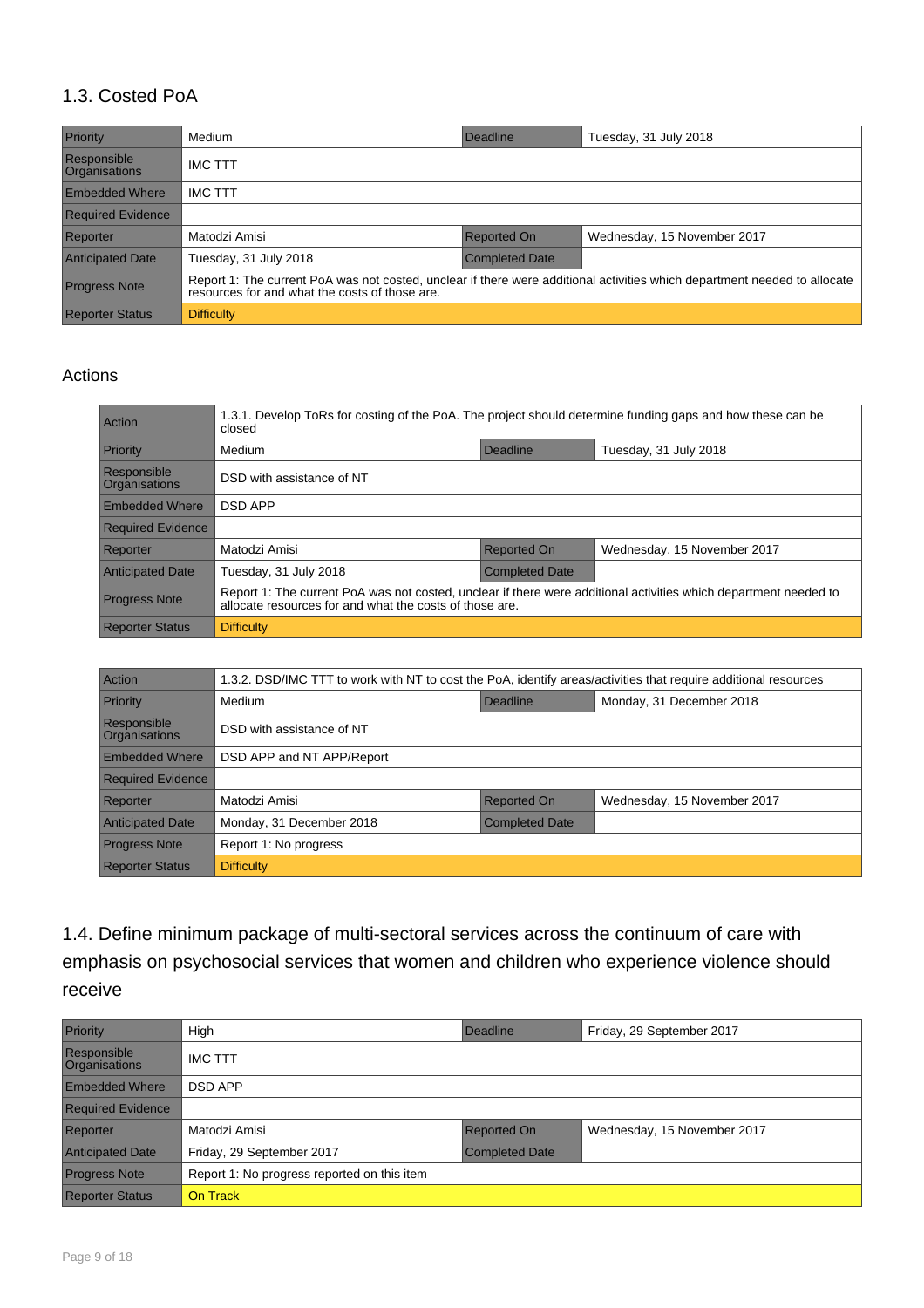## 1.3. Costed PoA

| Priority | Medium | Deadline | Tuesday, 31 July 2018 |
|---|---|---|---|
| Responsible Organisations | IMC TTT | | |
| Embedded Where | IMC TTT | | |
| Required Evidence | | | |
| Reporter | Matodzi Amisi | Reported On | Wednesday, 15 November 2017 |
| Anticipated Date | Tuesday, 31 July 2018 | Completed Date | |
| Progress Note | Report 1: The current PoA was not costed, unclear if there were additional activities which department needed to allocate resources for and what the costs of those are. | | |
| Reporter Status | Difficulty | | |

### Actions

| Action | 1.3.1. Develop ToRs for costing of the PoA. The project should determine funding gaps and how these can be closed | | |
|---|---|---|---|
| Priority | Medium | Deadline | Tuesday, 31 July 2018 |
| Responsible Organisations | DSD with assistance of NT | | |
| Embedded Where | DSD APP | | |
| Required Evidence | | | |
| Reporter | Matodzi Amisi | Reported On | Wednesday, 15 November 2017 |
| Anticipated Date | Tuesday, 31 July 2018 | Completed Date | |
| Progress Note | Report 1: The current PoA was not costed, unclear if there were additional activities which department needed to allocate resources for and what the costs of those are. | | |
| Reporter Status | Difficulty | | |

| Action | 1.3.2. DSD/IMC TTT to work with NT to cost the PoA, identify areas/activities that require additional resources | | |
|---|---|---|---|
| Priority | Medium | Deadline | Monday, 31 December 2018 |
| Responsible Organisations | DSD with assistance of NT | | |
| Embedded Where | DSD APP and NT APP/Report | | |
| Required Evidence | | | |
| Reporter | Matodzi Amisi | Reported On | Wednesday, 15 November 2017 |
| Anticipated Date | Monday, 31 December 2018 | Completed Date | |
| Progress Note | Report 1: No progress | | |
| Reporter Status | Difficulty | | |

## 1.4. Define minimum package of multi-sectoral services across the continuum of care with emphasis on psychosocial services that women and children who experience violence should receive

| Priority | High | Deadline | Friday, 29 September 2017 |
|---|---|---|---|
| Responsible Organisations | IMC TTT | | |
| Embedded Where | DSD APP | | |
| Required Evidence | | | |
| Reporter | Matodzi Amisi | Reported On | Wednesday, 15 November 2017 |
| Anticipated Date | Friday, 29 September 2017 | Completed Date | |
| Progress Note | Report 1: No progress reported on this item | | |
| Reporter Status | On Track | | |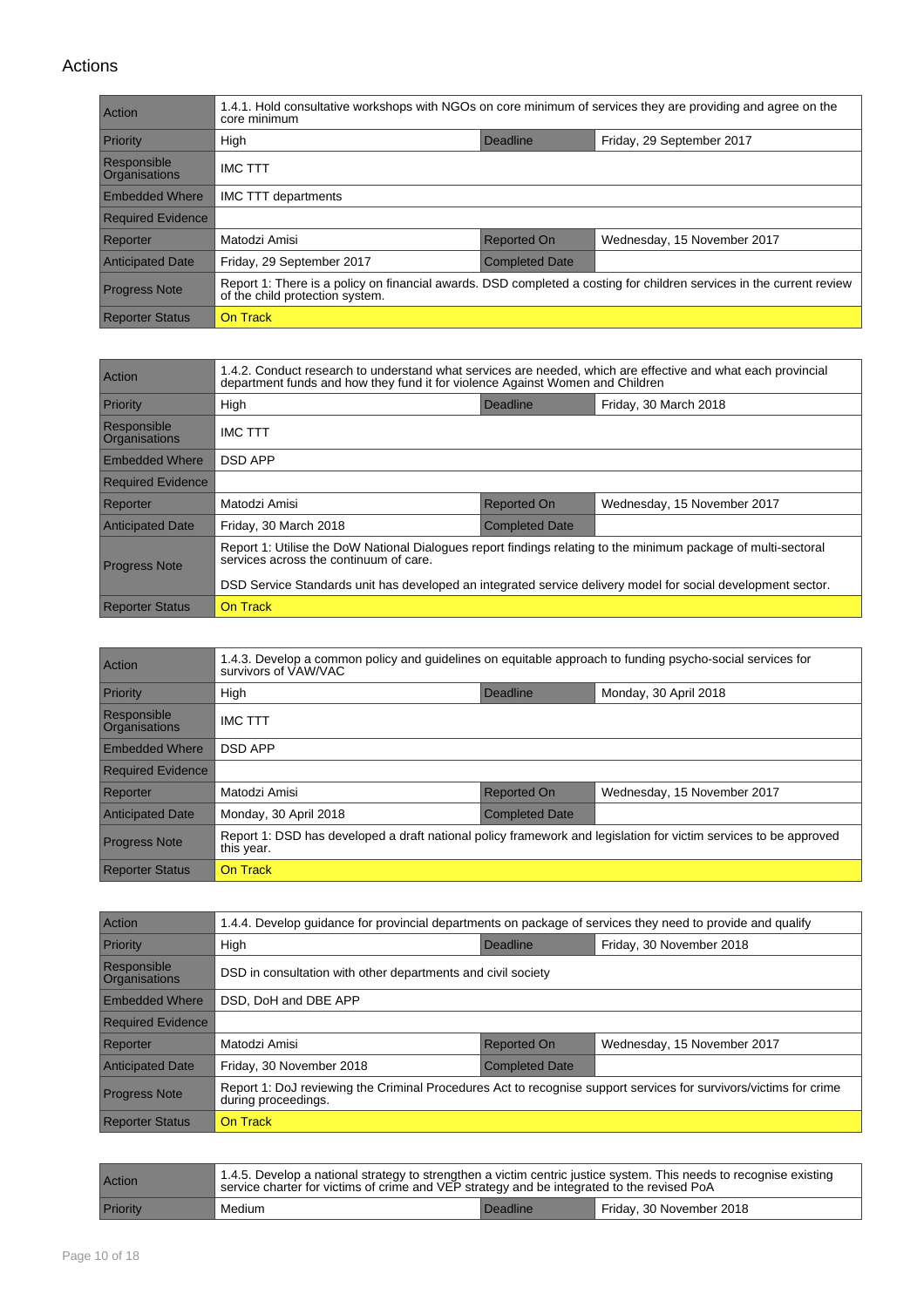## Actions

| Action | 1.4.1. Hold consultative workshops with NGOs on core minimum of services they are providing and agree on the core minimum | | |
|---|---|---|---|
| Priority | High | Deadline | Friday, 29 September 2017 |
| Responsible Organisations | IMC TTT | | |
| Embedded Where | IMC TTT departments | | |
| Required Evidence | | | |
| Reporter | Matodzi Amisi | Reported On | Wednesday, 15 November 2017 |
| Anticipated Date | Friday, 29 September 2017 | Completed Date | |
| Progress Note | Report 1: There is a policy on financial awards. DSD completed a costing for children services in the current review of the child protection system. | | |
| Reporter Status | On Track | | |

| Action | 1.4.2. Conduct research to understand what services are needed, which are effective and what each provincial department funds and how they fund it for violence Against Women and Children | | |
|---|---|---|---|
| Priority | High | Deadline | Friday, 30 March 2018 |
| Responsible Organisations | IMC TTT | | |
| Embedded Where | DSD APP | | |
| Required Evidence | | | |
| Reporter | Matodzi Amisi | Reported On | Wednesday, 15 November 2017 |
| Anticipated Date | Friday, 30 March 2018 | Completed Date | |
| Progress Note | Report 1: Utilise the DoW National Dialogues report findings relating to the minimum package of multi-sectoral services across the continuum of care.<br><br>DSD Service Standards unit has developed an integrated service delivery model for social development sector. | | |
| Reporter Status | On Track | | |

| Action | 1.4.3. Develop a common policy and guidelines on equitable approach to funding psycho-social services for survivors of VAW/VAC | | |
|---|---|---|---|
| Priority | High | Deadline | Monday, 30 April 2018 |
| Responsible Organisations | IMC TTT | | |
| Embedded Where | DSD APP | | |
| Required Evidence | | | |
| Reporter | Matodzi Amisi | Reported On | Wednesday, 15 November 2017 |
| Anticipated Date | Monday, 30 April 2018 | Completed Date | |
| Progress Note | Report 1: DSD has developed a draft national policy framework and legislation for victim services to be approved this year. | | |
| Reporter Status | On Track | | |

| Action | 1.4.4. Develop guidance for provincial departments on package of services they need to provide and qualify | | |
|---|---|---|---|
| Priority | High | Deadline | Friday, 30 November 2018 |
| Responsible Organisations | DSD in consultation with other departments and civil society | | |
| Embedded Where | DSD, DoH and DBE APP | | |
| Required Evidence | | | |
| Reporter | Matodzi Amisi | Reported On | Wednesday, 15 November 2017 |
| Anticipated Date | Friday, 30 November 2018 | Completed Date | |
| Progress Note | Report 1: DoJ reviewing the Criminal Procedures Act to recognise support services for survivors/victims for crime during proceedings. | | |
| Reporter Status | On Track | | |

| Action | 1.4.5. Develop a national strategy to strengthen a victim centric justice system. This needs to recognise existing service charter for victims of crime and VEP strategy and be integrated to the revised PoA | | |
|---|---|---|---|
| Priority | Medium | Deadline | Friday, 30 November 2018 |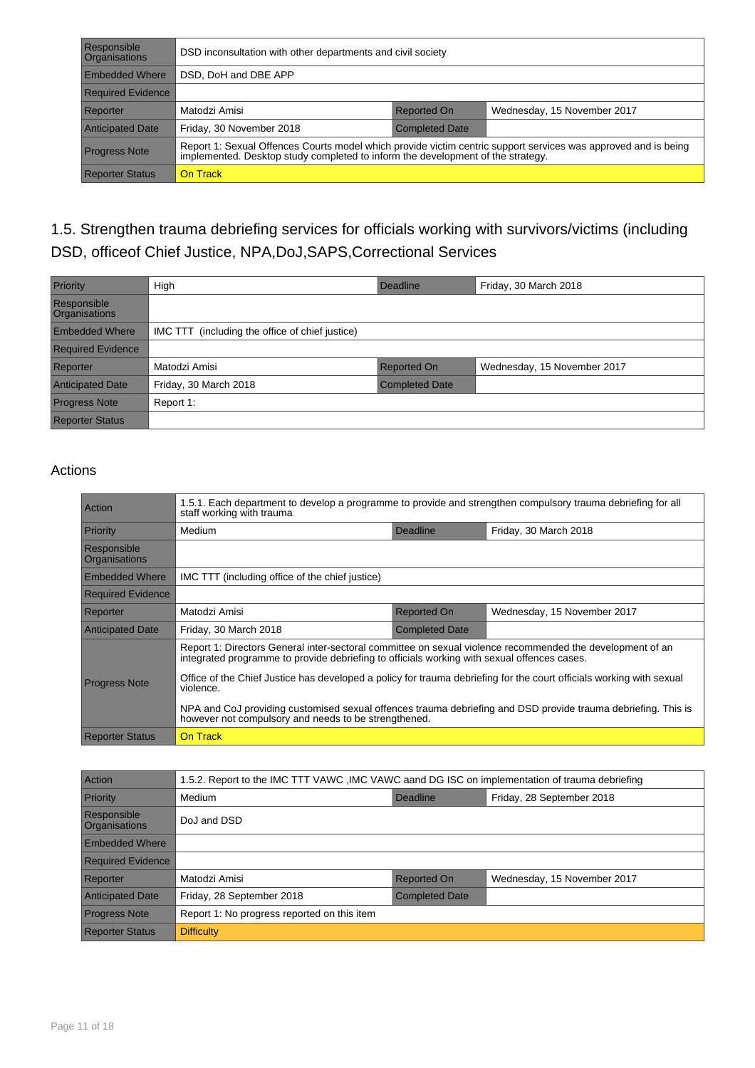| Responsible Organisations | DSD inconsultation with other departments and civil society | | |
|---|---|---|---|
| Embedded Where | DSD, DoH and DBE APP | | |
| Required Evidence | | | |
| Reporter | Matodzi Amisi | Reported On | Wednesday, 15 November 2017 |
| Anticipated Date | Friday, 30 November 2018 | Completed Date | |
| Progress Note | Report 1: Sexual Offences Courts model which provide victim centric support services was approved and is being implemented. Desktop study completed to inform the development of the strategy. | | |
| Reporter Status | On Track | | |

## 1.5. Strengthen trauma debriefing services for officials working with survivors/victims (including DSD, officeof Chief Justice, NPA,DoJ,SAPS,Correctional Services

| Priority | High | Deadline | Friday, 30 March 2018 |
|---|---|---|---|
| Responsible Organisations | | | |
| Embedded Where | IMC TTT (including the office of chief justice) | | |
| Required Evidence | | | |
| Reporter | Matodzi Amisi | Reported On | Wednesday, 15 November 2017 |
| Anticipated Date | Friday, 30 March 2018 | Completed Date | |
| Progress Note | Report 1: | | |
| Reporter Status | | | |

### Actions

| Action | 1.5.1. Each department to develop a programme to provide and strengthen compulsory trauma debriefing for all staff working with trauma | | |
|---|---|---|---|
| Priority | Medium | Deadline | Friday, 30 March 2018 |
| Responsible Organisations | | | |
| Embedded Where | IMC TTT (including office of the chief justice) | | |
| Required Evidence | | | |
| Reporter | Matodzi Amisi | Reported On | Wednesday, 15 November 2017 |
| Anticipated Date | Friday, 30 March 2018 | Completed Date | |
| Progress Note | Report 1: Directors General inter-sectoral committee on sexual violence recommended the development of an integrated programme to provide debriefing to officials working with sexual offences cases.<br><br>Office of the Chief Justice has developed a policy for trauma debriefing for the court officials working with sexual violence.<br><br>NPA and CoJ providing customised sexual offences trauma debriefing and DSD provide trauma debriefing. This is however not compulsory and needs to be strengthened. | | |
| Reporter Status | On Track | | |

| Action | 1.5.2. Report to the IMC TTT VAWC ,IMC VAWC aand DG ISC on implementation of trauma debriefing | | |
|---|---|---|---|
| Priority | Medium | Deadline | Friday, 28 September 2018 |
| Responsible Organisations | DoJ and DSD | | |
| Embedded Where | | | |
| Required Evidence | | | |
| Reporter | Matodzi Amisi | Reported On | Wednesday, 15 November 2017 |
| Anticipated Date | Friday, 28 September 2018 | Completed Date | |
| Progress Note | Report 1: No progress reported on this item | | |
| Reporter Status | Difficulty | | |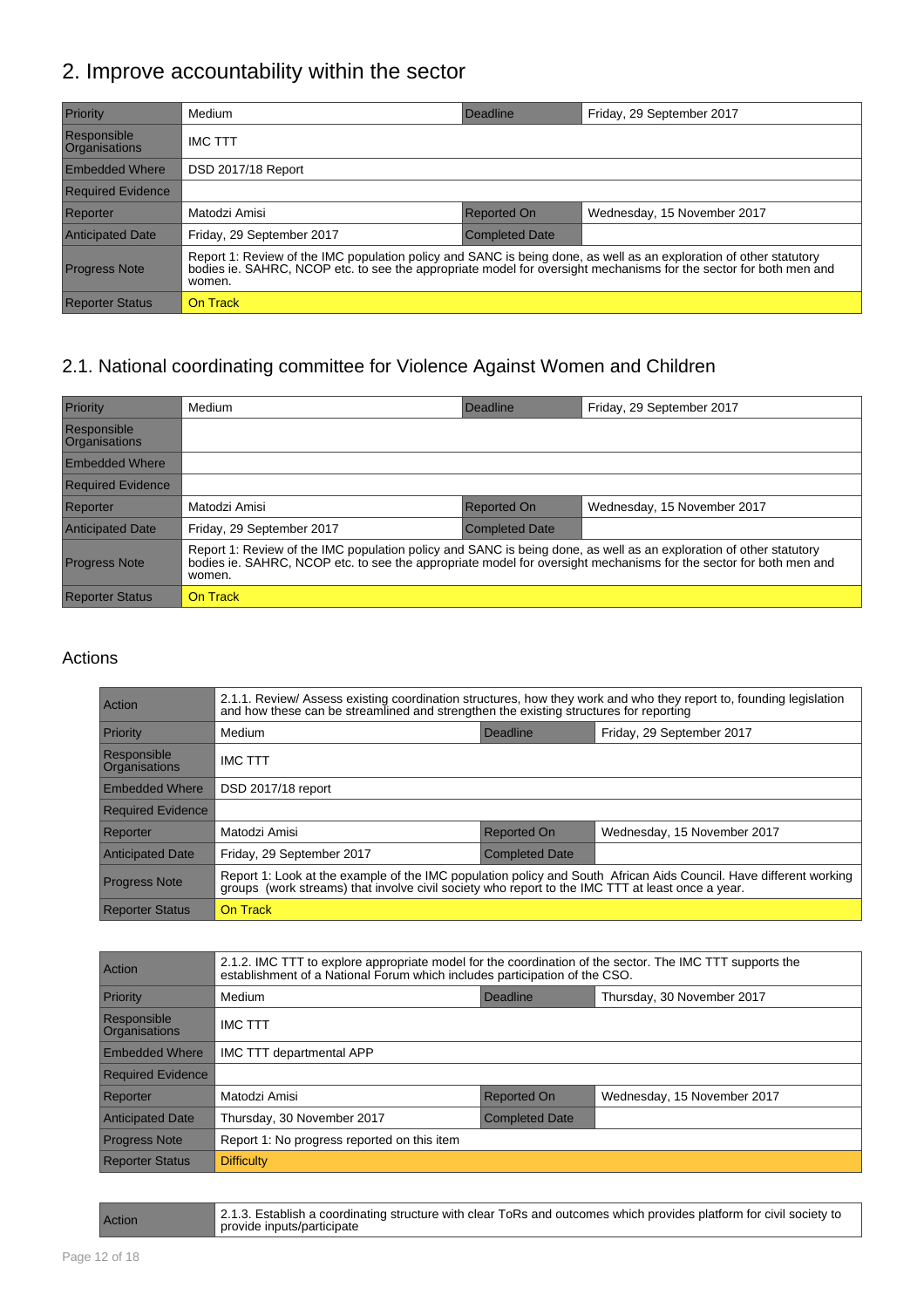## 2. Improve accountability within the sector

| Priority | Medium | Deadline | Friday, 29 September 2017 |
|---|---|---|---|
| Responsible Organisations | IMC TTT | | |
| Embedded Where | DSD 2017/18 Report | | |
| Required Evidence | | | |
| Reporter | Matodzi Amisi | Reported On | Wednesday, 15 November 2017 |
| Anticipated Date | Friday, 29 September 2017 | Completed Date | |
| Progress Note | Report 1: Review of the IMC population policy and SANC is being done, as well as an exploration of other statutory bodies ie. SAHRC, NCOP etc. to see the appropriate model for oversight mechanisms for the sector for both men and women. | | |
| Reporter Status | On Track | | |

## 2.1. National coordinating committee for Violence Against Women and Children

| Priority | Medium | Deadline | Friday, 29 September 2017 |
|---|---|---|---|
| Responsible Organisations | | | |
| Embedded Where | | | |
| Required Evidence | | | |
| Reporter | Matodzi Amisi | Reported On | Wednesday, 15 November 2017 |
| Anticipated Date | Friday, 29 September 2017 | Completed Date | |
| Progress Note | Report 1: Review of the IMC population policy and SANC is being done, as well as an exploration of other statutory bodies ie. SAHRC, NCOP etc. to see the appropriate model for oversight mechanisms for the sector for both men and women. | | |
| Reporter Status | On Track | | |

### Actions

| Action | 2.1.1. Review/ Assess existing coordination structures, how they work and who they report to, founding legislation and how these can be streamlined and strengthen the existing structures for reporting | | |
|---|---|---|---|
| Priority | Medium | Deadline | Friday, 29 September 2017 |
| Responsible Organisations | IMC TTT | | |
| Embedded Where | DSD 2017/18 report | | |
| Required Evidence | | | |
| Reporter | Matodzi Amisi | Reported On | Wednesday, 15 November 2017 |
| Anticipated Date | Friday, 29 September 2017 | Completed Date | |
| Progress Note | Report 1: Look at the example of the IMC population policy and South African Aids Council. Have different working groups (work streams) that involve civil society who report to the IMC TTT at least once a year. | | |
| Reporter Status | On Track | | |

| Action | 2.1.2. IMC TTT to explore appropriate model for the coordination of the sector. The IMC TTT supports the establishment of a National Forum which includes participation of the CSO. | | |
|---|---|---|---|
| Priority | Medium | Deadline | Thursday, 30 November 2017 |
| Responsible Organisations | IMC TTT | | |
| Embedded Where | IMC TTT departmental APP | | |
| Required Evidence | | | |
| Reporter | Matodzi Amisi | Reported On | Wednesday, 15 November 2017 |
| Anticipated Date | Thursday, 30 November 2017 | Completed Date | |
| Progress Note | Report 1: No progress reported on this item | | |
| Reporter Status | Difficulty | | |

| Action | 2.1.3. Establish a coordinating structure with clear ToRs and outcomes which provides platform for civil society to provide inputs/participate |
|---|---|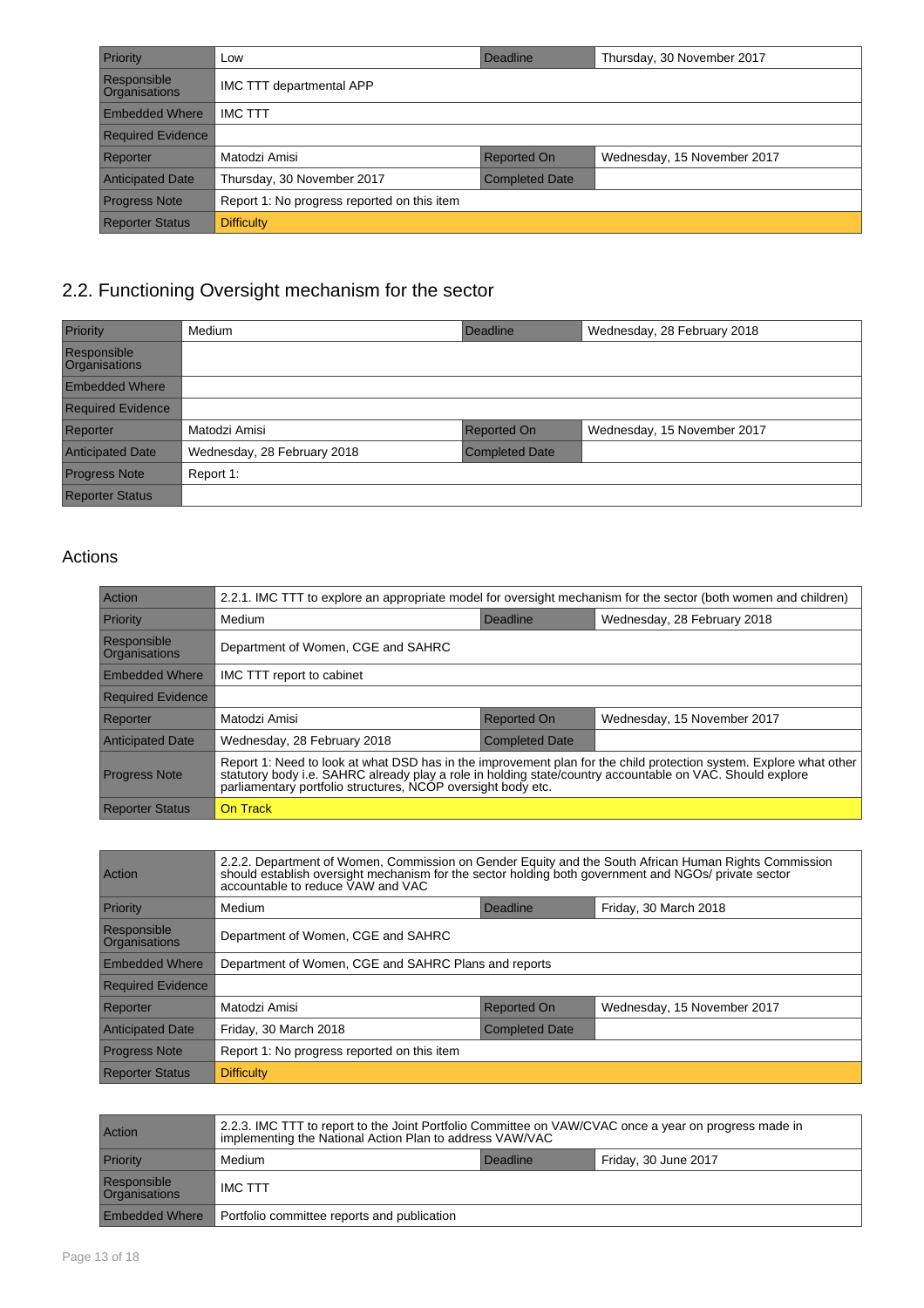| Priority | Low | Deadline | Thursday, 30 November 2017 |
|---|---|---|---|
| Responsible Organisations | IMC TTT departmental APP | | |
| Embedded Where | IMC TTT | | |
| Required Evidence | | | |
| Reporter | Matodzi Amisi | Reported On | Wednesday, 15 November 2017 |
| Anticipated Date | Thursday, 30 November 2017 | Completed Date | |
| Progress Note | Report 1: No progress reported on this item | | |
| Reporter Status | Difficulty | | |

## 2.2. Functioning Oversight mechanism for the sector

| Priority | Medium | Deadline | Wednesday, 28 February 2018 |
|---|---|---|---|
| Responsible Organisations | | | |
| Embedded Where | | | |
| Required Evidence | | | |
| Reporter | Matodzi Amisi | Reported On | Wednesday, 15 November 2017 |
| Anticipated Date | Wednesday, 28 February 2018 | Completed Date | |
| Progress Note | Report 1: | | |
| Reporter Status | | | |

### Actions

| Action | 2.2.1. IMC TTT to explore an appropriate model for oversight mechanism for the sector (both women and children) | | |
|---|---|---|---|
| Priority | Medium | Deadline | Wednesday, 28 February 2018 |
| Responsible Organisations | Department of Women, CGE and SAHRC | | |
| Embedded Where | IMC TTT report to cabinet | | |
| Required Evidence | | | |
| Reporter | Matodzi Amisi | Reported On | Wednesday, 15 November 2017 |
| Anticipated Date | Wednesday, 28 February 2018 | Completed Date | |
| Progress Note | Report 1: Need to look at what DSD has in the improvement plan for the child protection system. Explore what other statutory body i.e. SAHRC already play a role in holding state/country accountable on VAC. Should explore parliamentary portfolio structures, NCOP oversight body etc. | | |
| Reporter Status | On Track | | |

| Action | 2.2.2. Department of Women, Commission on Gender Equity and the South African Human Rights Commission should establish oversight mechanism for the sector holding both government and NGOs/ private sector accountable to reduce VAW and VAC | | |
|---|---|---|---|
| Priority | Medium | Deadline | Friday, 30 March 2018 |
| Responsible Organisations | Department of Women, CGE and SAHRC | | |
| Embedded Where | Department of Women, CGE and SAHRC Plans and reports | | |
| Required Evidence | | | |
| Reporter | Matodzi Amisi | Reported On | Wednesday, 15 November 2017 |
| Anticipated Date | Friday, 30 March 2018 | Completed Date | |
| Progress Note | Report 1: No progress reported on this item | | |
| Reporter Status | Difficulty | | |

| Action | 2.2.3. IMC TTT to report to the Joint Portfolio Committee on VAW/CVAC once a year on progress made in implementing the National Action Plan to address VAW/VAC | | |
|---|---|---|---|
| Priority | Medium | Deadline | Friday, 30 June 2017 |
| Responsible Organisations | IMC TTT | | |
| Embedded Where | Portfolio committee reports and publication | | |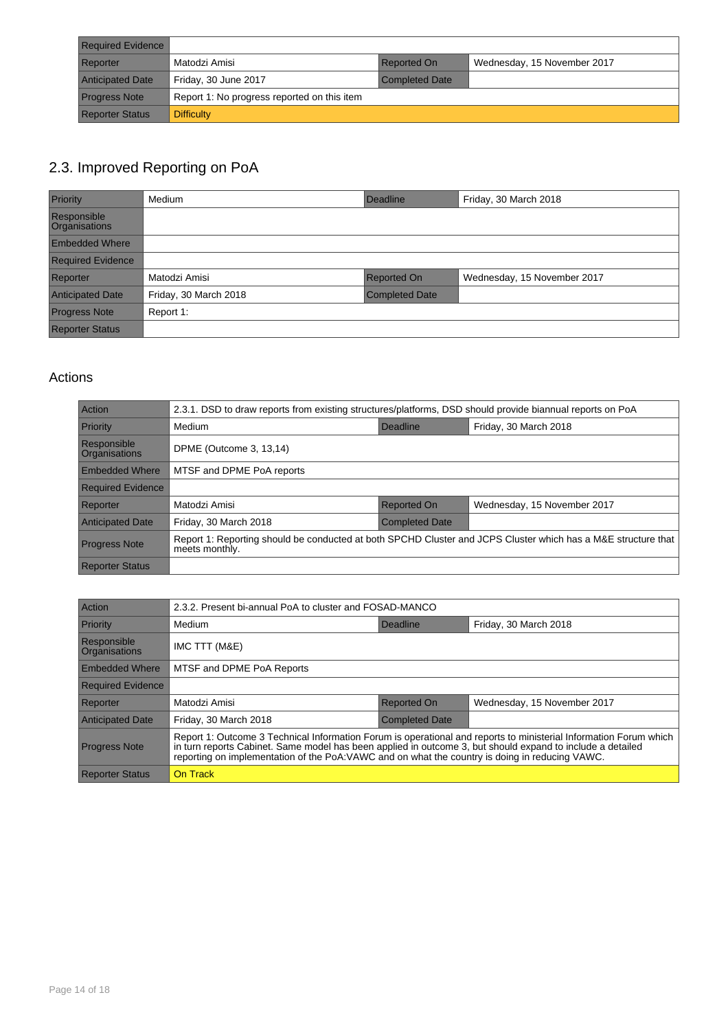| Required Evidence | | | |
|---|---|---|---|
| Reporter | Matodzi Amisi | Reported On | Wednesday, 15 November 2017 |
| Anticipated Date | Friday, 30 June 2017 | Completed Date | |
| Progress Note | Report 1: No progress reported on this item | | |
| Reporter Status | Difficulty | | |

## 2.3. Improved Reporting on PoA

| Priority | Medium | Deadline | Friday, 30 March 2018 |
|---|---|---|---|
| Responsible Organisations | | | |
| Embedded Where | | | |
| Required Evidence | | | |
| Reporter | Matodzi Amisi | Reported On | Wednesday, 15 November 2017 |
| Anticipated Date | Friday, 30 March 2018 | Completed Date | |
| Progress Note | Report 1: | | |
| Reporter Status | | | |

### Actions

| Action | 2.3.1. DSD to draw reports from existing structures/platforms, DSD should provide biannual reports on PoA | | |
|---|---|---|---|
| Priority | Medium | Deadline | Friday, 30 March 2018 |
| Responsible Organisations | DPME (Outcome 3, 13,14) | | |
| Embedded Where | MTSF and DPME PoA reports | | |
| Required Evidence | | | |
| Reporter | Matodzi Amisi | Reported On | Wednesday, 15 November 2017 |
| Anticipated Date | Friday, 30 March 2018 | Completed Date | |
| Progress Note | Report 1: Reporting should be conducted at both SPCHD Cluster and JCPS Cluster which has a M&E structure that meets monthly. | | |
| Reporter Status | | | |

| Action | 2.3.2. Present bi-annual PoA to cluster and FOSAD-MANCO | | |
|---|---|---|---|
| Priority | Medium | Deadline | Friday, 30 March 2018 |
| Responsible Organisations | IMC TTT (M&E) | | |
| Embedded Where | MTSF and DPME PoA Reports | | |
| Required Evidence | | | |
| Reporter | Matodzi Amisi | Reported On | Wednesday, 15 November 2017 |
| Anticipated Date | Friday, 30 March 2018 | Completed Date | |
| Progress Note | Report 1: Outcome 3 Technical Information Forum is operational and reports to ministerial Information Forum which in turn reports Cabinet. Same model has been applied in outcome 3, but should expand to include a detailed reporting on implementation of the PoA:VAWC and on what the country is doing in reducing VAWC. | | |
| Reporter Status | On Track | | |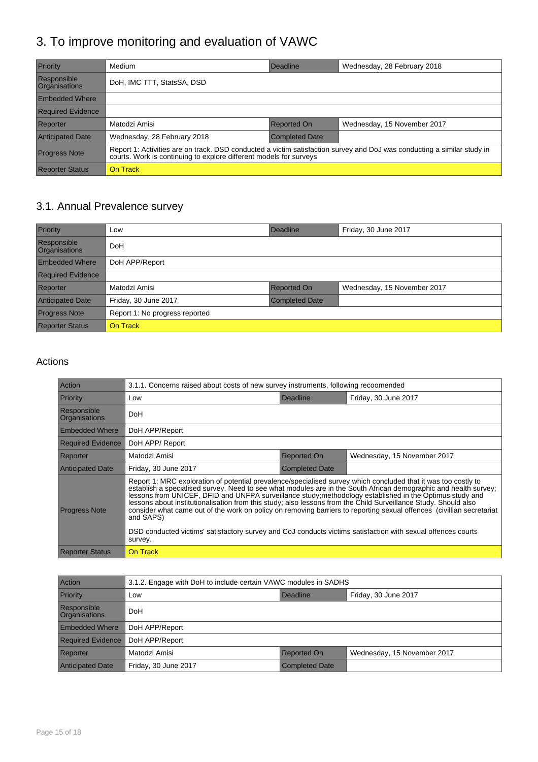# 3. To improve monitoring and evaluation of VAWC

| Priority | Medium | Deadline | Wednesday, 28 February 2018 |
|---|---|---|---|
| Responsible Organisations | DoH, IMC TTT, StatsSA, DSD | | |
| Embedded Where | | | |
| Required Evidence | | | |
| Reporter | Matodzi Amisi | Reported On | Wednesday, 15 November 2017 |
| Anticipated Date | Wednesday, 28 February 2018 | Completed Date | |
| Progress Note | Report 1: Activities are on track. DSD conducted a victim satisfaction survey and DoJ was conducting a similar study in courts. Work is continuing to explore different models for surveys | | |
| Reporter Status | On Track | | |

## 3.1. Annual Prevalence survey

| Priority | Low | Deadline | Friday, 30 June 2017 |
|---|---|---|---|
| Responsible Organisations | DoH | | |
| Embedded Where | DoH APP/Report | | |
| Required Evidence | | | |
| Reporter | Matodzi Amisi | Reported On | Wednesday, 15 November 2017 |
| Anticipated Date | Friday, 30 June 2017 | Completed Date | |
| Progress Note | Report 1: No progress reported | | |
| Reporter Status | On Track | | |

### Actions

| Action | 3.1.1. Concerns raised about costs of new survey instruments, following recoomended | | |
|---|---|---|---|
| Priority | Low | Deadline | Friday, 30 June 2017 |
| Responsible Organisations | DoH | | |
| Embedded Where | DoH APP/Report | | |
| Required Evidence | DoH APP/ Report | | |
| Reporter | Matodzi Amisi | Reported On | Wednesday, 15 November 2017 |
| Anticipated Date | Friday, 30 June 2017 | Completed Date | |
| Progress Note | Report 1: MRC exploration of potential prevalence/specialised survey which concluded that it was too costly to establish a specialised survey. Need to see what modules are in the South African demographic and health survey; lessons from UNICEF, DFID and UNFPA surveillance study;methodology established in the Optimus study and lessons about institutionalisation from this study; also lessons from the Child Surveillance Study. Should also consider what came out of the work on policy on removing barriers to reporting sexual offences (civillian secretariat and SAPS)<br><br>DSD conducted victims' satisfactory survey and CoJ conducts victims satisfaction with sexual offences courts survey. | | |
| Reporter Status | On Track | | |

| Action | 3.1.2. Engage with DoH to include certain VAWC modules in SADHS | | |
|---|---|---|---|
| Priority | Low | Deadline | Friday, 30 June 2017 |
| Responsible Organisations | DoH | | |
| Embedded Where | DoH APP/Report | | |
| Required Evidence | DoH APP/Report | | |
| Reporter | Matodzi Amisi | Reported On | Wednesday, 15 November 2017 |
| Anticipated Date | Friday, 30 June 2017 | Completed Date | |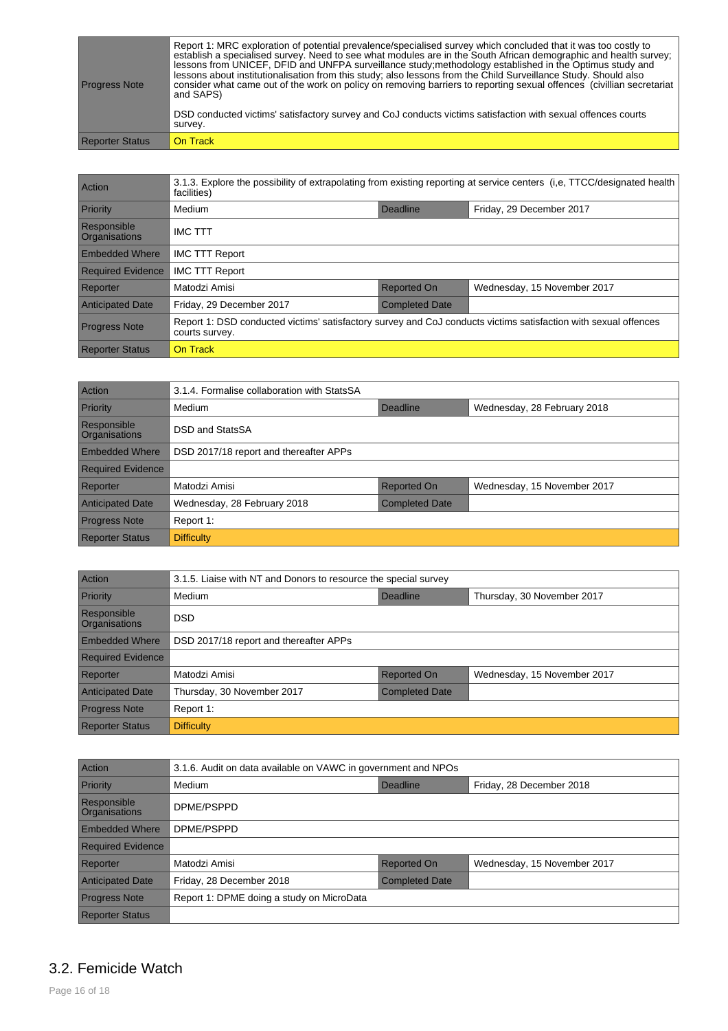| Progress Note | Report 1: MRC exploration of potential prevalence/specialised survey which concluded that it was too costly to establish a specialised survey. Need to see what modules are in the South African demographic and health survey; lessons from UNICEF, DFID and UNFPA surveillance study;methodology established in the Optimus study and lessons about institutionalisation from this study; also lessons from the Child Surveillance Study. Should also consider what came out of the work on policy on removing barriers to reporting sexual offences (civillian secretariat and SAPS)<br><br>DSD conducted victims' satisfactory survey and CoJ conducts victims satisfaction with sexual offences courts survey. | | |
|---|---|---|---|
| Reporter Status | On Track | | |

| Action | 3.1.3. Explore the possibility of extrapolating from existing reporting at service centers (i,e, TTCC/designated health facilities) | | |
|---|---|---|---|
| Priority | Medium | Deadline | Friday, 29 December 2017 |
| Responsible Organisations | IMC TTT | | |
| Embedded Where | IMC TTT Report | | |
| Required Evidence | IMC TTT Report | | |
| Reporter | Matodzi Amisi | Reported On | Wednesday, 15 November 2017 |
| Anticipated Date | Friday, 29 December 2017 | Completed Date | |
| Progress Note | Report 1: DSD conducted victims' satisfactory survey and CoJ conducts victims satisfaction with sexual offences courts survey. | | |
| Reporter Status | On Track | | |

| Action | 3.1.4. Formalise collaboration with StatsSA | | |
|---|---|---|---|
| Priority | Medium | Deadline | Wednesday, 28 February 2018 |
| Responsible Organisations | DSD and StatsSA | | |
| Embedded Where | DSD 2017/18 report and thereafter APPs | | |
| Required Evidence | | | |
| Reporter | Matodzi Amisi | Reported On | Wednesday, 15 November 2017 |
| Anticipated Date | Wednesday, 28 February 2018 | Completed Date | |
| Progress Note | Report 1: | | |
| Reporter Status | Difficulty | | |

| Action | 3.1.5. Liaise with NT and Donors to resource the special survey | | |
|---|---|---|---|
| Priority | Medium | Deadline | Thursday, 30 November 2017 |
| Responsible Organisations | DSD | | |
| Embedded Where | DSD 2017/18 report and thereafter APPs | | |
| Required Evidence | | | |
| Reporter | Matodzi Amisi | Reported On | Wednesday, 15 November 2017 |
| Anticipated Date | Thursday, 30 November 2017 | Completed Date | |
| Progress Note | Report 1: | | |
| Reporter Status | Difficulty | | |

| Action | 3.1.6. Audit on data available on VAWC in government and NPOs | | |
|---|---|---|---|
| Priority | Medium | Deadline | Friday, 28 December 2018 |
| Responsible Organisations | DPME/PSPPD | | |
| Embedded Where | DPME/PSPPD | | |
| Required Evidence | | | |
| Reporter | Matodzi Amisi | Reported On | Wednesday, 15 November 2017 |
| Anticipated Date | Friday, 28 December 2018 | Completed Date | |
| Progress Note | Report 1: DPME doing a study on MicroData | | |
| Reporter Status | | | |

## 3.2. Femicide Watch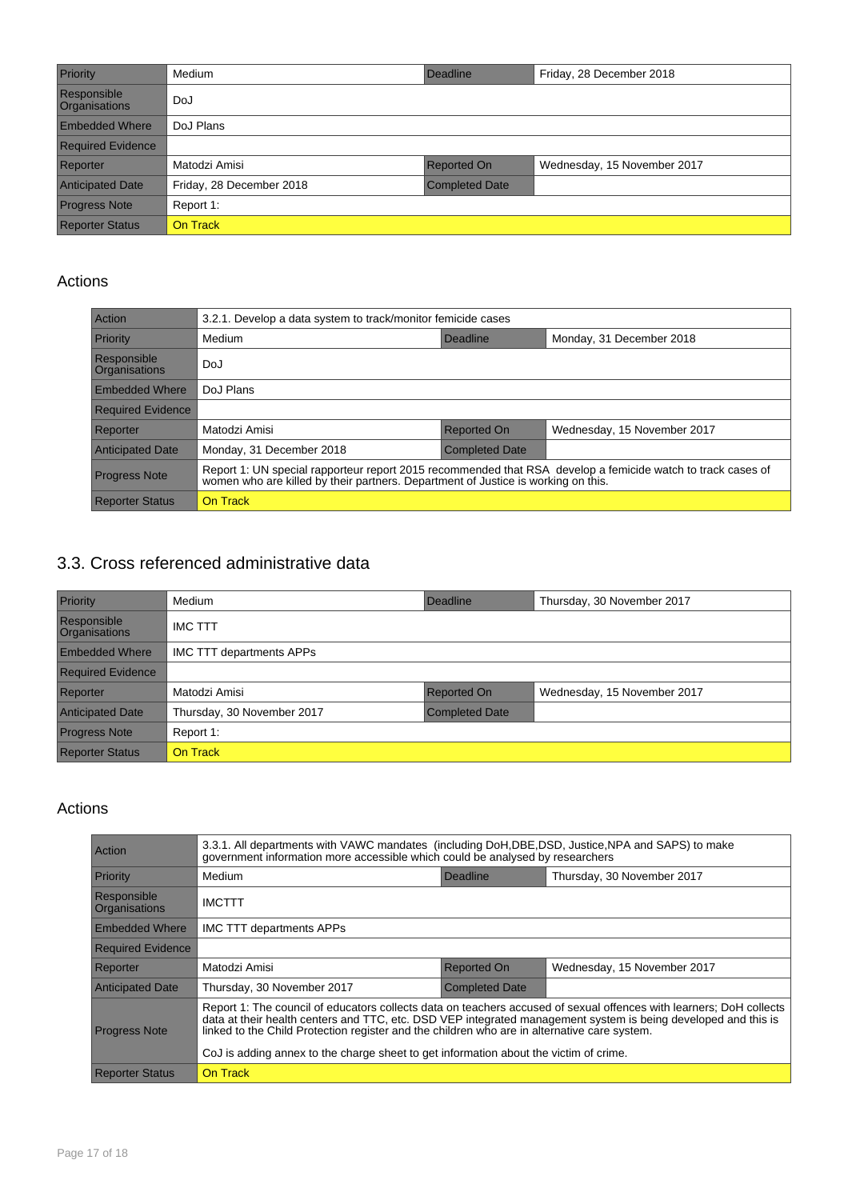| Priority | Medium | Deadline | Friday, 28 December 2018 |
|---|---|---|---|
| Responsible Organisations | DoJ | | |
| Embedded Where | DoJ Plans | | |
| Required Evidence | | | |
| Reporter | Matodzi Amisi | Reported On | Wednesday, 15 November 2017 |
| Anticipated Date | Friday, 28 December 2018 | Completed Date | |
| Progress Note | Report 1: | | |
| Reporter Status | On Track | | |

## Actions

| Action | 3.2.1. Develop a data system to track/monitor femicide cases | | |
|---|---|---|---|
| Priority | Medium | Deadline | Monday, 31 December 2018 |
| Responsible Organisations | DoJ | | |
| Embedded Where | DoJ Plans | | |
| Required Evidence | | | |
| Reporter | Matodzi Amisi | Reported On | Wednesday, 15 November 2017 |
| Anticipated Date | Monday, 31 December 2018 | Completed Date | |
| Progress Note | Report 1: UN special rapporteur report 2015 recommended that RSA develop a femicide watch to track cases of women who are killed by their partners. Department of Justice is working on this. | | |
| Reporter Status | On Track | | |

# 3.3. Cross referenced administrative data

| Priority | Medium | Deadline | Thursday, 30 November 2017 |
|---|---|---|---|
| Responsible Organisations | IMC TTT | | |
| Embedded Where | IMC TTT departments APPs | | |
| Required Evidence | | | |
| Reporter | Matodzi Amisi | Reported On | Wednesday, 15 November 2017 |
| Anticipated Date | Thursday, 30 November 2017 | Completed Date | |
| Progress Note | Report 1: | | |
| Reporter Status | On Track | | |

## Actions

| Action | 3.3.1. All departments with VAWC mandates (including DoH,DBE,DSD, Justice,NPA and SAPS) to make government information more accessible which could be analysed by researchers | | |
|---|---|---|---|
| Priority | Medium | Deadline | Thursday, 30 November 2017 |
| Responsible Organisations | IMCTTT | | |
| Embedded Where | IMC TTT departments APPs | | |
| Required Evidence | | | |
| Reporter | Matodzi Amisi | Reported On | Wednesday, 15 November 2017 |
| Anticipated Date | Thursday, 30 November 2017 | Completed Date | |
| Progress Note | Report 1: The council of educators collects data on teachers accused of sexual offences with learners; DoH collects data at their health centers and TTC, etc. DSD VEP integrated management system is being developed and this is linked to the Child Protection register and the children who are in alternative care system.<br><br>CoJ is adding annex to the charge sheet to get information about the victim of crime. | | |
| Reporter Status | On Track | | |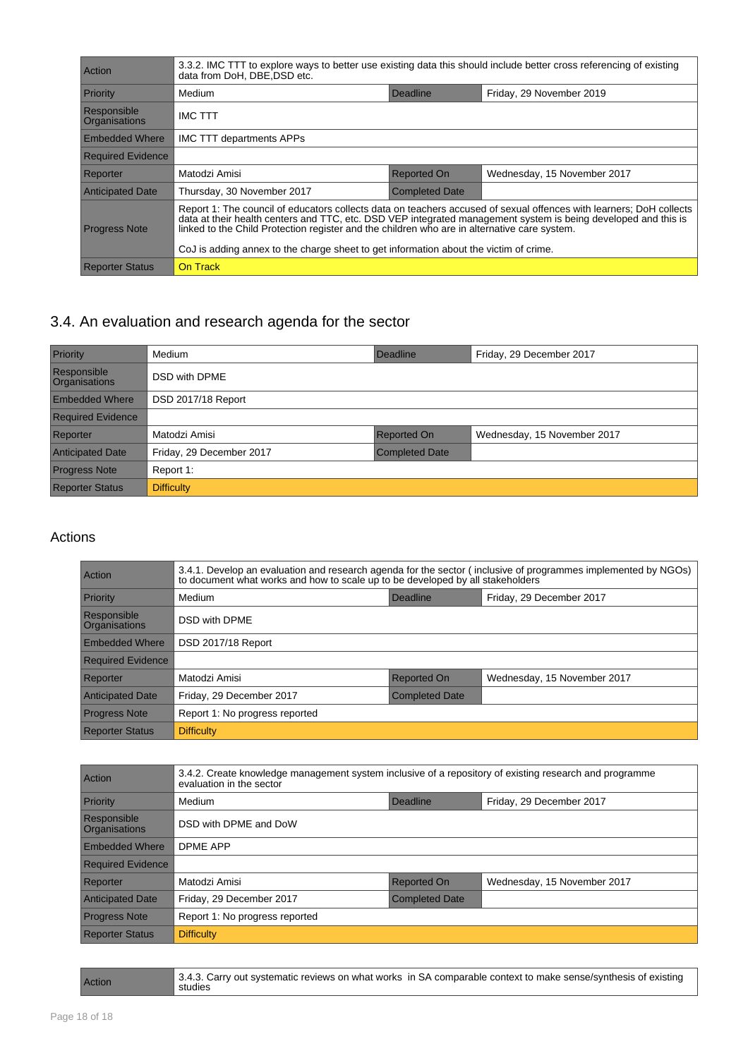| Action | 3.3.2. IMC TTT to explore ways to better use existing data this should include better cross referencing of existing data from DoH, DBE,DSD etc. | | |
|---|---|---|---|
| Priority | Medium | Deadline | Friday, 29 November 2019 |
| Responsible Organisations | IMC TTT | | |
| Embedded Where | IMC TTT departments APPs | | |
| Required Evidence | | | |
| Reporter | Matodzi Amisi | Reported On | Wednesday, 15 November 2017 |
| Anticipated Date | Thursday, 30 November 2017 | Completed Date | |
| Progress Note | Report 1: The council of educators collects data on teachers accused of sexual offences with learners; DoH collects data at their health centers and TTC, etc. DSD VEP integrated management system is being developed and this is linked to the Child Protection register and the children who are in alternative care system.<br><br>CoJ is adding annex to the charge sheet to get information about the victim of crime. | | |
| Reporter Status | On Track | | |

## 3.4. An evaluation and research agenda for the sector

| Priority | Medium | Deadline | Friday, 29 December 2017 |
|---|---|---|---|
| Responsible Organisations | DSD with DPME | | |
| Embedded Where | DSD 2017/18 Report | | |
| Required Evidence | | | |
| Reporter | Matodzi Amisi | Reported On | Wednesday, 15 November 2017 |
| Anticipated Date | Friday, 29 December 2017 | Completed Date | |
| Progress Note | Report 1: | | |
| Reporter Status | Difficulty | | |

### Actions

| Action | 3.4.1. Develop an evaluation and research agenda for the sector ( inclusive of programmes implemented by NGOs) to document what works and how to scale up to be developed by all stakeholders | | |
|---|---|---|---|
| Priority | Medium | Deadline | Friday, 29 December 2017 |
| Responsible Organisations | DSD with DPME | | |
| Embedded Where | DSD 2017/18 Report | | |
| Required Evidence | | | |
| Reporter | Matodzi Amisi | Reported On | Wednesday, 15 November 2017 |
| Anticipated Date | Friday, 29 December 2017 | Completed Date | |
| Progress Note | Report 1: No progress reported | | |
| Reporter Status | Difficulty | | |

| Action | 3.4.2. Create knowledge management system inclusive of a repository of existing research and programme evaluation in the sector | | |
|---|---|---|---|
| Priority | Medium | Deadline | Friday, 29 December 2017 |
| Responsible Organisations | DSD with DPME and DoW | | |
| Embedded Where | DPME APP | | |
| Required Evidence | | | |
| Reporter | Matodzi Amisi | Reported On | Wednesday, 15 November 2017 |
| Anticipated Date | Friday, 29 December 2017 | Completed Date | |
| Progress Note | Report 1: No progress reported | | |
| Reporter Status | Difficulty | | |

| Action | 3.4.3. Carry out systematic reviews on what works in SA comparable context to make sense/synthesis of existing studies |
|---|---|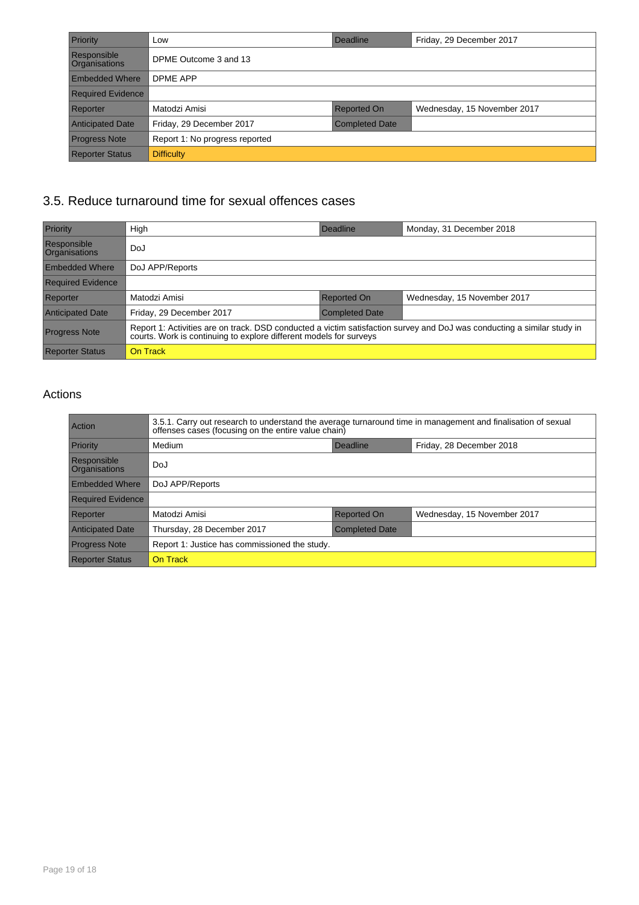| | | | |
|---|---|---|---|
| Priority | Low | Deadline | Friday, 29 December 2017 |
| Responsible Organisations | DPME Outcome 3 and 13 | | |
| Embedded Where | DPME APP | | |
| Required Evidence | | | |
| Reporter | Matodzi Amisi | Reported On | Wednesday, 15 November 2017 |
| Anticipated Date | Friday, 29 December 2017 | Completed Date | |
| Progress Note | Report 1: No progress reported | | |
| Reporter Status | Difficulty | | |

## 3.5. Reduce turnaround time for sexual offences cases

| | | | |
|---|---|---|---|
| Priority | High | Deadline | Monday, 31 December 2018 |
| Responsible Organisations | DoJ | | |
| Embedded Where | DoJ APP/Reports | | |
| Required Evidence | | | |
| Reporter | Matodzi Amisi | Reported On | Wednesday, 15 November 2017 |
| Anticipated Date | Friday, 29 December 2017 | Completed Date | |
| Progress Note | Report 1: Activities are on track. DSD conducted a victim satisfaction survey and DoJ was conducting a similar study in courts. Work is continuing to explore different models for surveys | | |
| Reporter Status | On Track | | |

### Actions

| | | | |
|---|---|---|---|
| Action | 3.5.1. Carry out research to understand the average turnaround time in management and finalisation of sexual offenses cases (focusing on the entire value chain) | | |
| Priority | Medium | Deadline | Friday, 28 December 2018 |
| Responsible Organisations | DoJ | | |
| Embedded Where | DoJ APP/Reports | | |
| Required Evidence | | | |
| Reporter | Matodzi Amisi | Reported On | Wednesday, 15 November 2017 |
| Anticipated Date | Thursday, 28 December 2017 | Completed Date | |
| Progress Note | Report 1: Justice has commissioned the study. | | |
| Reporter Status | On Track | | |